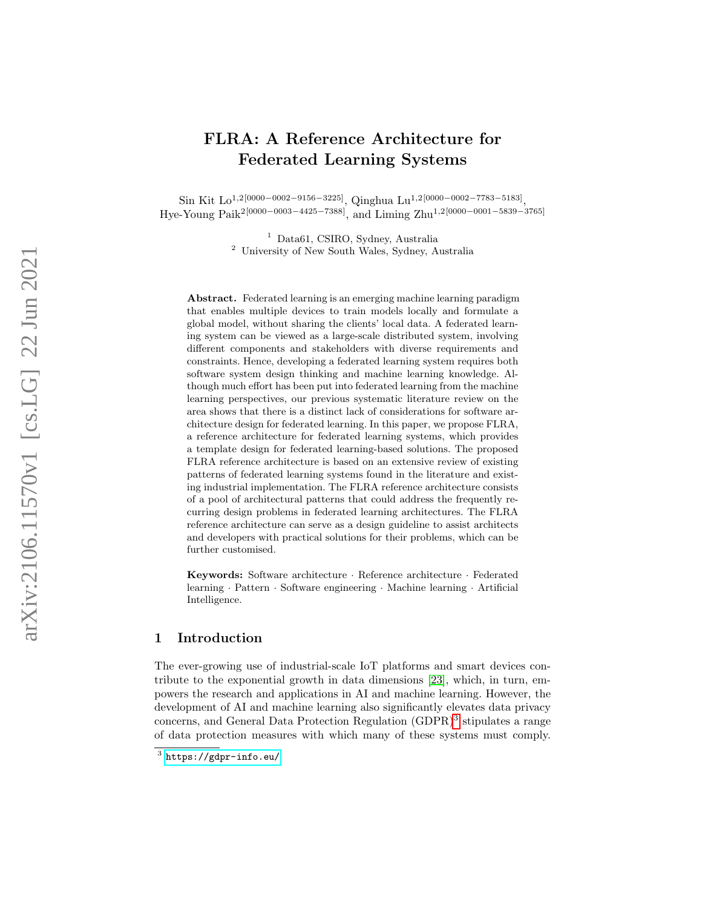# FLRA: A Reference Architecture for Federated Learning Systems

Sin Kit Lo[1,2][0000−0002−9156−3225], Qinghua Lu[1,2][0000−0002−7783−5183], Hye-Young Paik[2][0000−0003−4425−7388], and Liming Zhu[1,2][0000−0001−5839−3765]

[1] Data61, CSIRO, Sydney, Australia
[2] University of New South Wales, Sydney, Australia

**Abstract.** Federated learning is an emerging machine learning paradigm that enables multiple devices to train models locally and formulate a global model, without sharing the clients' local data. A federated learning system can be viewed as a large-scale distributed system, involving different components and stakeholders with diverse requirements and constraints. Hence, developing a federated learning system requires both software system design thinking and machine learning knowledge. Although much effort has been put into federated learning from the machine learning perspectives, our previous systematic literature review on the area shows that there is a distinct lack of considerations for software architecture design for federated learning. In this paper, we propose FLRA, a reference architecture for federated learning systems, which provides a template design for federated learning-based solutions. The proposed FLRA reference architecture is based on an extensive review of existing patterns of federated learning systems found in the literature and existing industrial implementation. The FLRA reference architecture consists of a pool of architectural patterns that could address the frequently recurring design problems in federated learning architectures. The FLRA reference architecture can serve as a design guideline to assist architects and developers with practical solutions for their problems, which can be further customised.

**Keywords:** Software architecture · Reference architecture · Federated learning · Pattern · Software engineering · Machine learning · Artificial Intelligence.

## 1 Introduction

The ever-growing use of industrial-scale IoT platforms and smart devices contribute to the exponential growth in data dimensions [23], which, in turn, empowers the research and applications in AI and machine learning. However, the development of AI and machine learning also significantly elevates data privacy concerns, and General Data Protection Regulation (GDPR)[3] stipulates a range of data protection measures with which many of these systems must comply.

[3] https://gdpr-info.eu/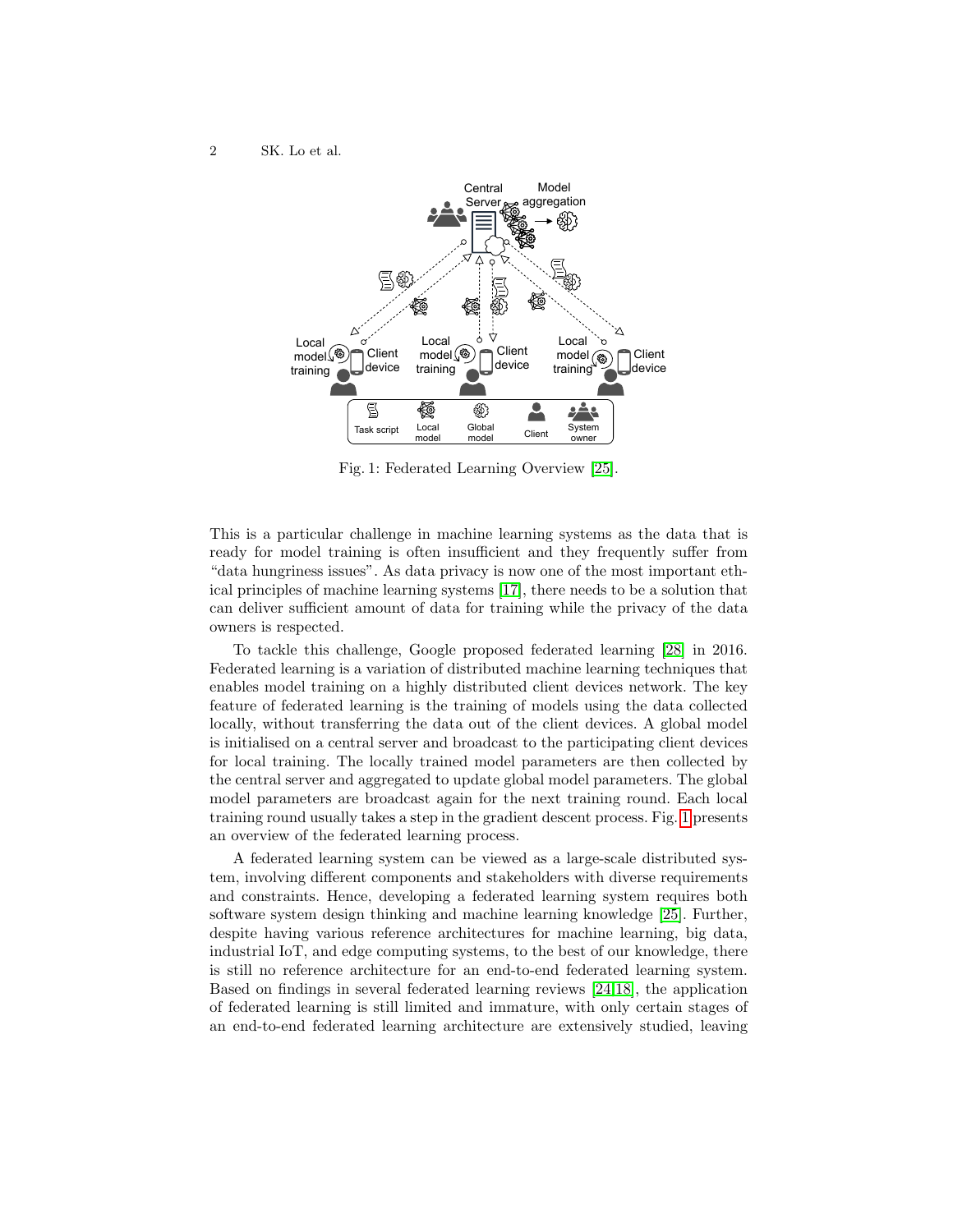Fig. 1: Federated Learning Overview [25].

This is a particular challenge in machine learning systems as the data that is ready for model training is often insufficient and they frequently suffer from "data hungriness issues". As data privacy is now one of the most important ethical principles of machine learning systems [17], there needs to be a solution that can deliver sufficient amount of data for training while the privacy of the data owners is respected.

To tackle this challenge, Google proposed federated learning [28] in 2016. Federated learning is a variation of distributed machine learning techniques that enables model training on a highly distributed client devices network. The key feature of federated learning is the training of models using the data collected locally, without transferring the data out of the client devices. A global model is initialised on a central server and broadcast to the participating client devices for local training. The locally trained model parameters are then collected by the central server and aggregated to update global model parameters. The global model parameters are broadcast again for the next training round. Each local training round usually takes a step in the gradient descent process. Fig. 1 presents an overview of the federated learning process.

A federated learning system can be viewed as a large-scale distributed system, involving different components and stakeholders with diverse requirements and constraints. Hence, developing a federated learning system requires both software system design thinking and machine learning knowledge [25]. Further, despite having various reference architectures for machine learning, big data, industrial IoT, and edge computing systems, to the best of our knowledge, there is still no reference architecture for an end-to-end federated learning system. Based on findings in several federated learning reviews [24,18], the application of federated learning is still limited and immature, with only certain stages of an end-to-end federated learning architecture are extensively studied, leaving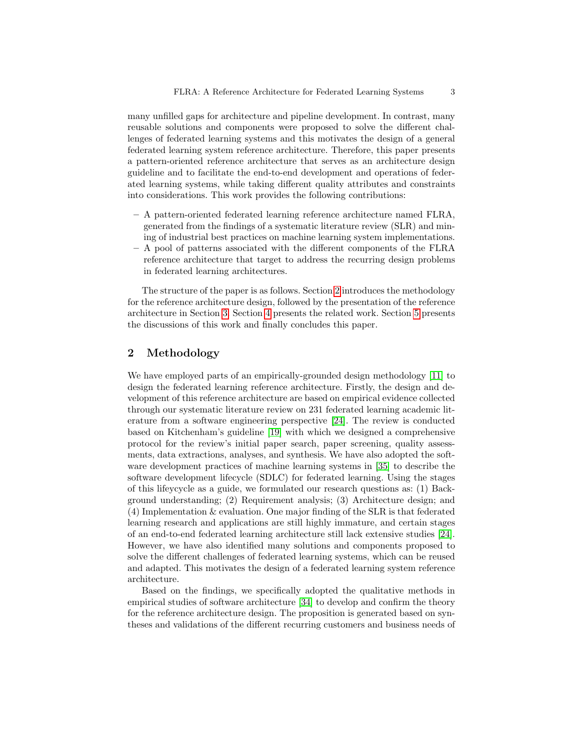many unfilled gaps for architecture and pipeline development. In contrast, many reusable solutions and components were proposed to solve the different challenges of federated learning systems and this motivates the design of a general federated learning system reference architecture. Therefore, this paper presents a pattern-oriented reference architecture that serves as an architecture design guideline and to facilitate the end-to-end development and operations of federated learning systems, while taking different quality attributes and constraints into considerations. This work provides the following contributions:

- A pattern-oriented federated learning reference architecture named FLRA, generated from the findings of a systematic literature review (SLR) and mining of industrial best practices on machine learning system implementations.
- A pool of patterns associated with the different components of the FLRA reference architecture that target to address the recurring design problems in federated learning architectures.

The structure of the paper is as follows. Section 2 introduces the methodology for the reference architecture design, followed by the presentation of the reference architecture in Section 3. Section 4 presents the related work. Section 5 presents the discussions of this work and finally concludes this paper.

## 2 Methodology

We have employed parts of an empirically-grounded design methodology [11] to design the federated learning reference architecture. Firstly, the design and development of this reference architecture are based on empirical evidence collected through our systematic literature review on 231 federated learning academic literature from a software engineering perspective [24]. The review is conducted based on Kitchenham's guideline [19] with which we designed a comprehensive protocol for the review's initial paper search, paper screening, quality assessments, data extractions, analyses, and synthesis. We have also adopted the software development practices of machine learning systems in [35] to describe the software development lifecycle (SDLC) for federated learning. Using the stages of this lifeycycle as a guide, we formulated our research questions as: (1) Background understanding; (2) Requirement analysis; (3) Architecture design; and (4) Implementation & evaluation. One major finding of the SLR is that federated learning research and applications are still highly immature, and certain stages of an end-to-end federated learning architecture still lack extensive studies [24]. However, we have also identified many solutions and components proposed to solve the different challenges of federated learning systems, which can be reused and adapted. This motivates the design of a federated learning system reference architecture.

Based on the findings, we specifically adopted the qualitative methods in empirical studies of software architecture [34] to develop and confirm the theory for the reference architecture design. The proposition is generated based on syntheses and validations of the different recurring customers and business needs of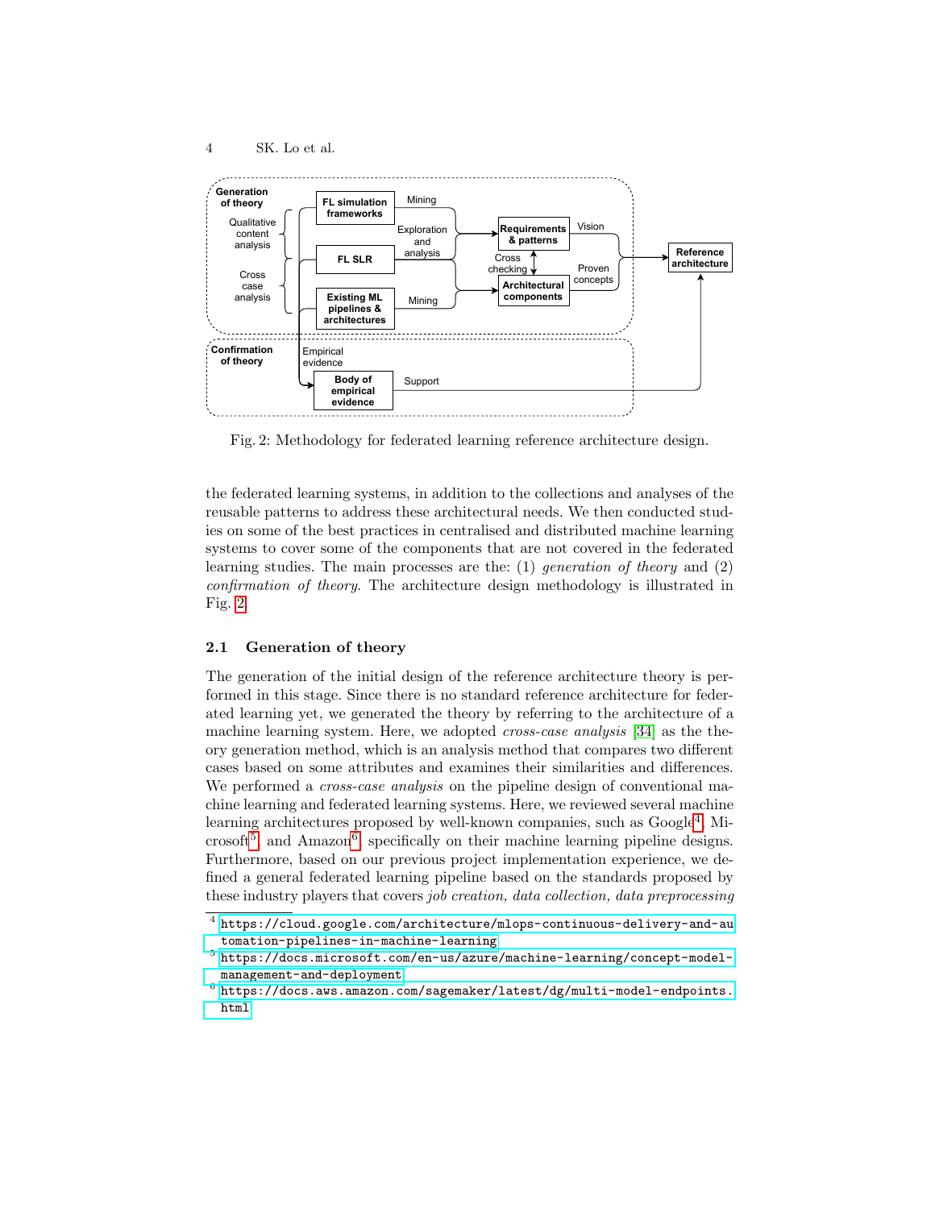Fig. 2: Methodology for federated learning reference architecture design.

the federated learning systems, in addition to the collections and analyses of the reusable patterns to address these architectural needs. We then conducted studies on some of the best practices in centralised and distributed machine learning systems to cover some of the components that are not covered in the federated learning studies. The main processes are the: (1) *generation of theory* and (2) *confirmation of theory*. The architecture design methodology is illustrated in Fig. 2.

### 2.1 Generation of theory

The generation of the initial design of the reference architecture theory is performed in this stage. Since there is no standard reference architecture for federated learning yet, we generated the theory by referring to the architecture of a machine learning system. Here, we adopted *cross-case analysis* [34] as the theory generation method, which is an analysis method that compares two different cases based on some attributes and examines their similarities and differences. We performed a *cross-case analysis* on the pipeline design of conventional machine learning and federated learning systems. Here, we reviewed several machine learning architectures proposed by well-known companies, such as Google[4], Microsoft[5] and Amazon[6], specifically on their machine learning pipeline designs. Furthermore, based on our previous project implementation experience, we defined a general federated learning pipeline based on the standards proposed by these industry players that covers *job creation, data collection, data preprocessing*

[4] https://cloud.google.com/architecture/mlops-continuous-delivery-and-automation-pipelines-in-machine-learning

[5] https://docs.microsoft.com/en-us/azure/machine-learning/concept-model-management-and-deployment

[6] https://docs.aws.amazon.com/sagemaker/latest/dg/multi-model-endpoints.html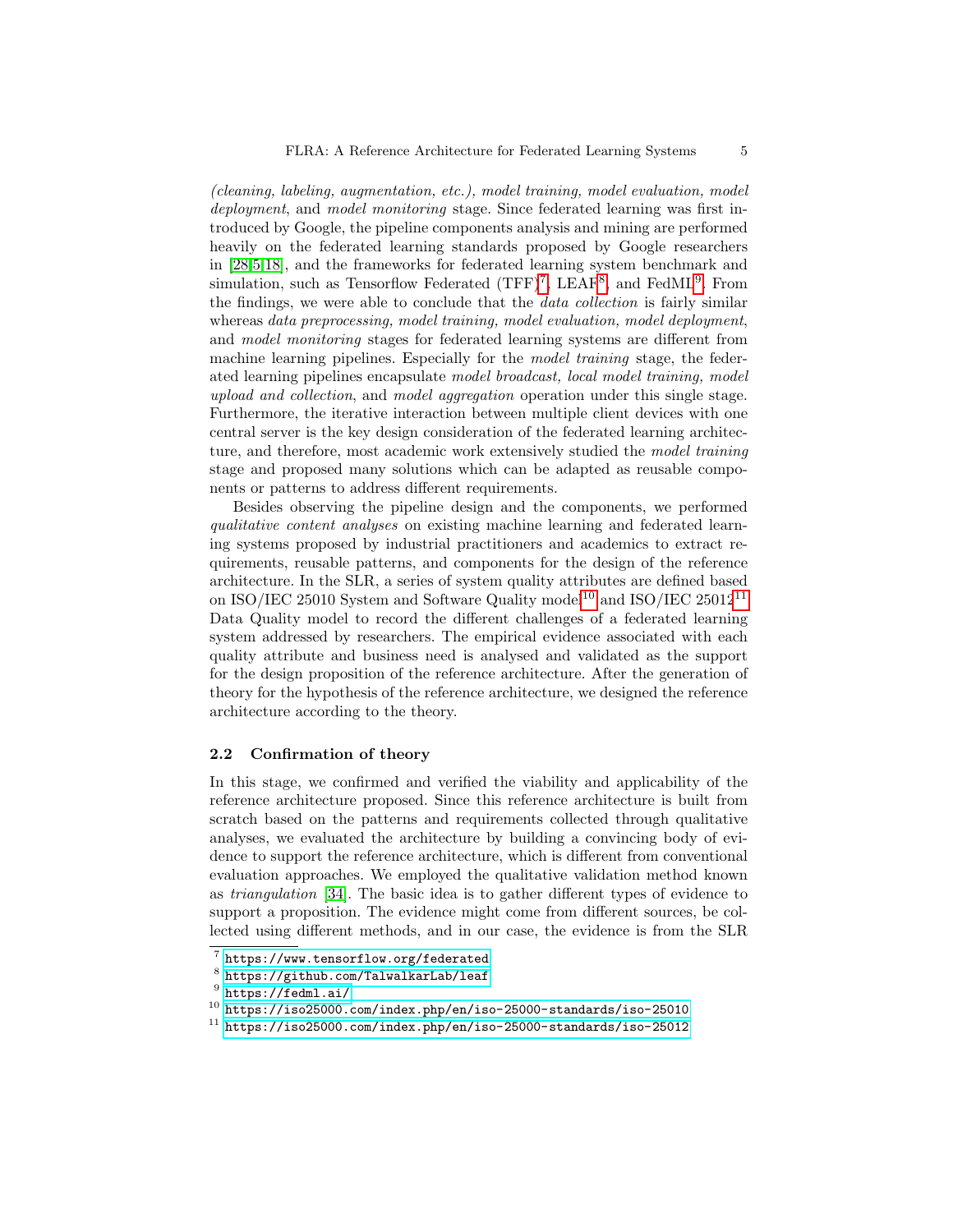*(cleaning, labeling, augmentation, etc.), model training, model evaluation, model deployment*, and *model monitoring* stage. Since federated learning was first introduced by Google, the pipeline components analysis and mining are performed heavily on the federated learning standards proposed by Google researchers in [28,5,18], and the frameworks for federated learning system benchmark and simulation, such as Tensorflow Federated (TFF)[7], LEAF[8], and FedML[9]. From the findings, we were able to conclude that the *data collection* is fairly similar whereas *data preprocessing, model training, model evaluation, model deployment*, and *model monitoring* stages for federated learning systems are different from machine learning pipelines. Especially for the *model training* stage, the federated learning pipelines encapsulate *model broadcast, local model training, model upload and collection*, and *model aggregation* operation under this single stage. Furthermore, the iterative interaction between multiple client devices with one central server is the key design consideration of the federated learning architecture, and therefore, most academic work extensively studied the *model training* stage and proposed many solutions which can be adapted as reusable components or patterns to address different requirements.

Besides observing the pipeline design and the components, we performed *qualitative content analyses* on existing machine learning and federated learning systems proposed by industrial practitioners and academics to extract requirements, reusable patterns, and components for the design of the reference architecture. In the SLR, a series of system quality attributes are defined based on ISO/IEC 25010 System and Software Quality model[10] and ISO/IEC 25012[11] Data Quality model to record the different challenges of a federated learning system addressed by researchers. The empirical evidence associated with each quality attribute and business need is analysed and validated as the support for the design proposition of the reference architecture. After the generation of theory for the hypothesis of the reference architecture, we designed the reference architecture according to the theory.

### 2.2 Confirmation of theory

In this stage, we confirmed and verified the viability and applicability of the reference architecture proposed. Since this reference architecture is built from scratch based on the patterns and requirements collected through qualitative analyses, we evaluated the architecture by building a convincing body of evidence to support the reference architecture, which is different from conventional evaluation approaches. We employed the qualitative validation method known as *triangulation* [34]. The basic idea is to gather different types of evidence to support a proposition. The evidence might come from different sources, be collected using different methods, and in our case, the evidence is from the SLR

[7] https://www.tensorflow.org/federated

[8] https://github.com/TalwalkarLab/leaf

[9] https://fedml.ai/

[10] https://iso25000.com/index.php/en/iso-25000-standards/iso-25010

[11] https://iso25000.com/index.php/en/iso-25000-standards/iso-25012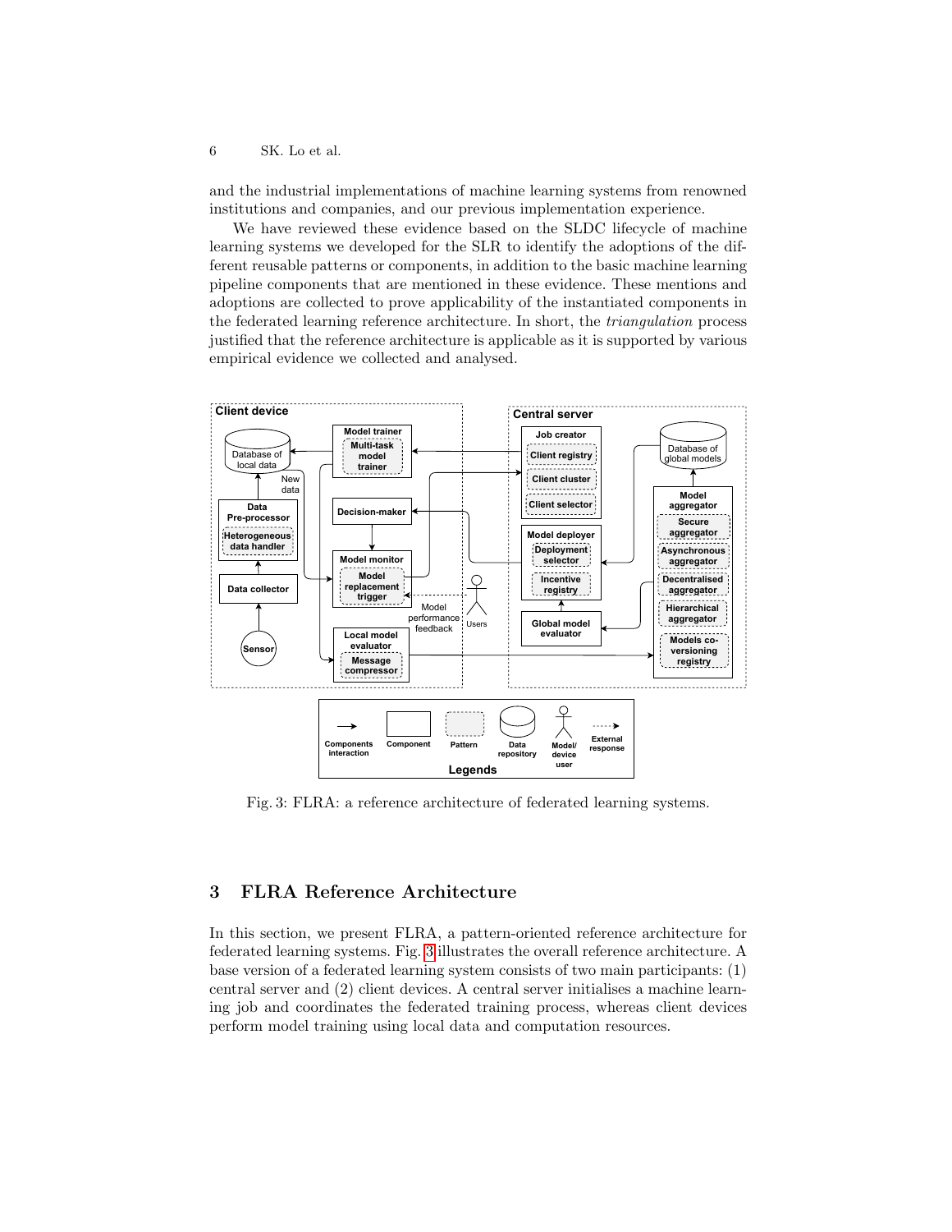and the industrial implementations of machine learning systems from renowned institutions and companies, and our previous implementation experience.

We have reviewed these evidence based on the SLDC lifecycle of machine learning systems we developed for the SLR to identify the adoptions of the different reusable patterns or components, in addition to the basic machine learning pipeline components that are mentioned in these evidence. These mentions and adoptions are collected to prove applicability of the instantiated components in the federated learning reference architecture. In short, the *triangulation* process justified that the reference architecture is applicable as it is supported by various empirical evidence we collected and analysed.

Fig. 3: FLRA: a reference architecture of federated learning systems.

## 3 FLRA Reference Architecture

In this section, we present FLRA, a pattern-oriented reference architecture for federated learning systems. Fig. 3 illustrates the overall reference architecture. A base version of a federated learning system consists of two main participants: (1) central server and (2) client devices. A central server initialises a machine learning job and coordinates the federated training process, whereas client devices perform model training using local data and computation resources.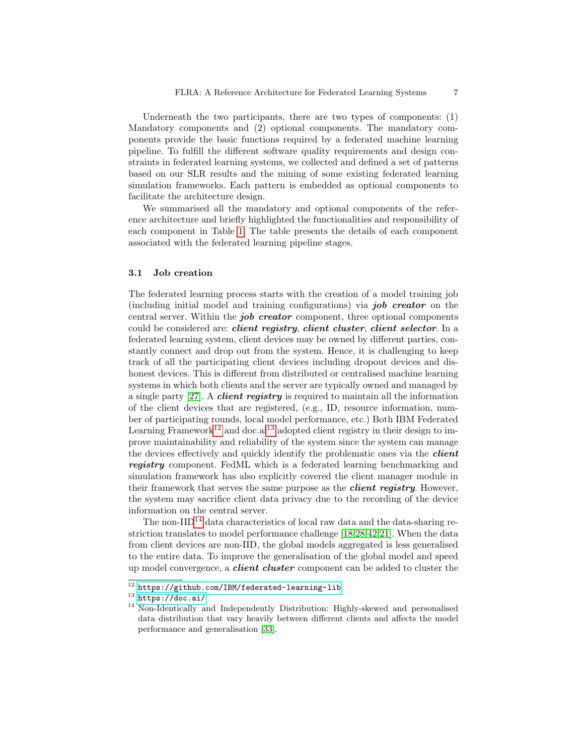Underneath the two participants, there are two types of components: (1) Mandatory components and (2) optional components. The mandatory components provide the basic functions required by a federated machine learning pipeline. To fulfill the different software quality requirements and design constraints in federated learning systems, we collected and defined a set of patterns based on our SLR results and the mining of some existing federated learning simulation frameworks. Each pattern is embedded as optional components to facilitate the architecture design.

We summarised all the mandatory and optional components of the reference architecture and briefly highlighted the functionalities and responsibility of each component in Table 1. The table presents the details of each component associated with the federated learning pipeline stages.

### 3.1 Job creation

The federated learning process starts with the creation of a model training job (including initial model and training configurations) via ***job creator*** on the central server. Within the ***job creator*** component, three optional components could be considered are: ***client registry***, ***client cluster***, ***client selector***. In a federated learning system, client devices may be owned by different parties, constantly connect and drop out from the system. Hence, it is challenging to keep track of all the participating client devices including dropout devices and dishonest devices. This is different from distributed or centralised machine learning systems in which both clients and the server are typically owned and managed by a single party [27]. A ***client registry*** is required to maintain all the information of the client devices that are registered, (e.g., ID, resource information, number of participating rounds, local model performance, etc.) Both IBM Federated Learning Framework[12] and doc.ai[13] adopted client registry in their design to improve maintainability and reliability of the system since the system can manage the devices effectively and quickly identify the problematic ones via the ***client registry*** component. FedML which is a federated learning benchmarking and simulation framework has also explicitly covered the client manager module in their framework that serves the same purpose as the ***client registry***. However, the system may sacrifice client data privacy due to the recording of the device information on the central server.

The non-IID[14] data characteristics of local raw data and the data-sharing restriction translates to model performance challenge [18,28,42,21]. When the data from client devices are non-IID, the global models aggregated is less generalised to the entire data. To improve the generalisation of the global model and speed up model convergence, a ***client cluster*** component can be added to cluster the

[12] https://github.com/IBM/federated-learning-lib

[13] https://doc.ai/

[14] Non-Identically and Independently Distribution: Highly-skewed and personalised data distribution that vary heavily between different clients and affects the model performance and generalisation [33].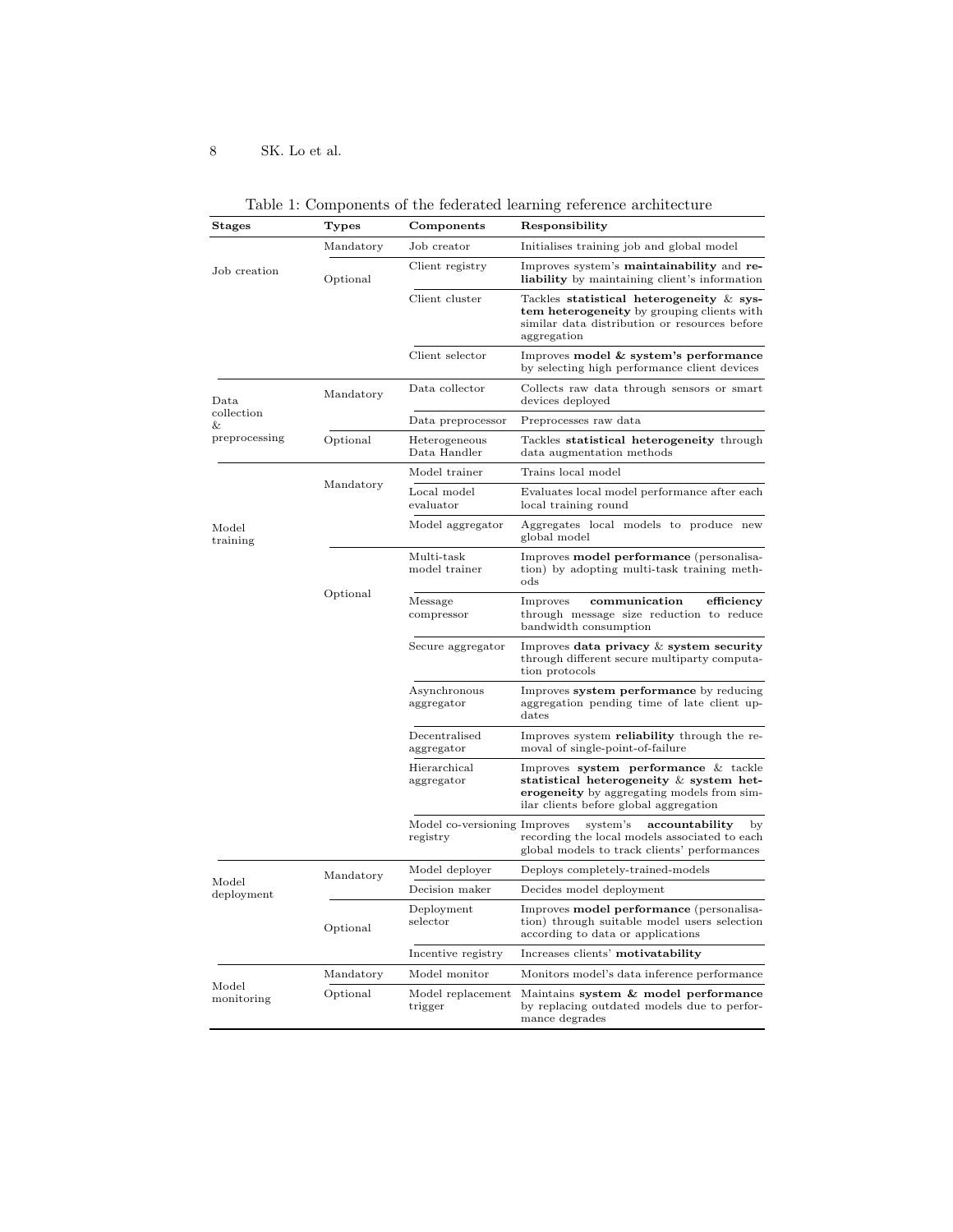Table 1: Components of the federated learning reference architecture

| Stages | Types | Components | Responsibility |
|---|---|---|---|
| Job creation | Mandatory | Job creator | Initialises training job and global model |
| | Optional | Client registry | Improves system's **maintainability** and **reliability** by maintaining client's information |
| | | Client cluster | Tackles **statistical heterogeneity** & **system heterogeneity** by grouping clients with similar data distribution or resources before aggregation |
| | | Client selector | Improves **model & system's performance** by selecting high performance client devices |
| Data collection & preprocessing | Mandatory | Data collector | Collects raw data through sensors or smart devices deployed |
| | | Data preprocessor | Preprocesses raw data |
| | Optional | Heterogeneous Data Handler | Tackles **statistical heterogeneity** through data augmentation methods |
| Model training | Mandatory | Model trainer | Trains local model |
| | | Local model evaluator | Evaluates local model performance after each local training round |
| | | Model aggregator | Aggregates local models to produce new global model |
| | Optional | Multi-task model trainer | Improves **model performance** (personalisation) by adopting multi-task training methods |
| | | Message compressor | Improves **communication efficiency** through message size reduction to reduce bandwidth consumption |
| | | Secure aggregator | Improves **data privacy** & **system security** through different secure multiparty computation protocols |
| | | Asynchronous aggregator | Improves **system performance** by reducing aggregation pending time of late client updates |
| | | Decentralised aggregator | Improves system **reliability** through the removal of single-point-of-failure |
| | | Hierarchical aggregator | Improves **system performance** & tackle **statistical heterogeneity** & **system heterogeneity** by aggregating models from similar clients before global aggregation |
| | | Model co-versioning registry | Improves system's **accountability** by recording the local models associated to each global models to track clients' performances |
| Model deployment | Mandatory | Model deployer | Deploys completely-trained-models |
| | | Decision maker | Decides model deployment |
| | Optional | Deployment selector | Improves **model performance** (personalisation) through suitable model users selection according to data or applications |
| | | Incentive registry | Increases clients' **motivatability** |
| Model monitoring | Mandatory | Model monitor | Monitors model's data inference performance |
| | Optional | Model replacement trigger | Maintains **system & model performance** by replacing outdated models due to performance degrades |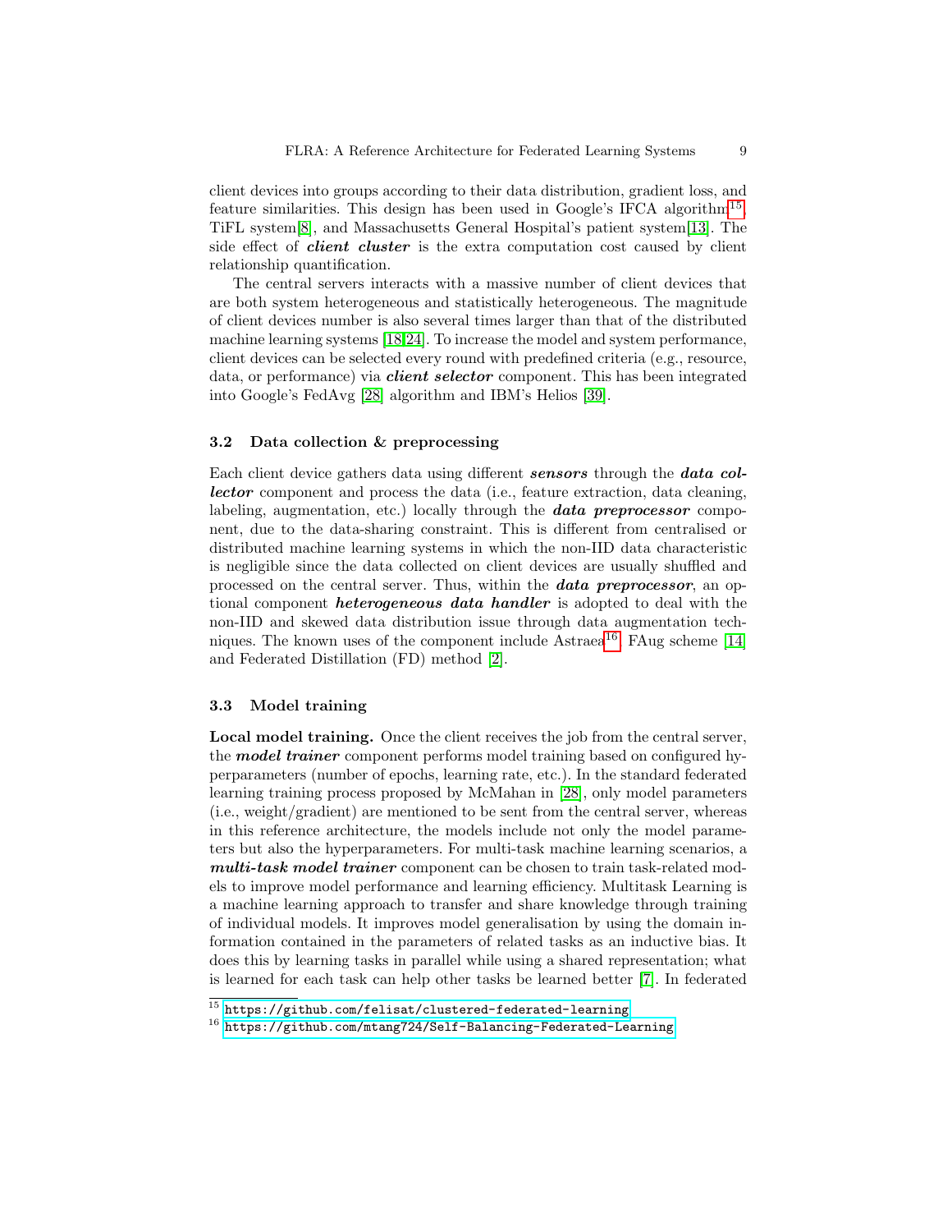client devices into groups according to their data distribution, gradient loss, and feature similarities. This design has been used in Google's IFCA algorithm[15], TiFL system[8], and Massachusetts General Hospital's patient system[13]. The side effect of ***client cluster*** is the extra computation cost caused by client relationship quantification.

The central servers interacts with a massive number of client devices that are both system heterogeneous and statistically heterogeneous. The magnitude of client devices number is also several times larger than that of the distributed machine learning systems [18,24]. To increase the model and system performance, client devices can be selected every round with predefined criteria (e.g., resource, data, or performance) via ***client selector*** component. This has been integrated into Google's FedAvg [28] algorithm and IBM's Helios [39].

### 3.2 Data collection & preprocessing

Each client device gathers data using different ***sensors*** through the ***data collector*** component and process the data (i.e., feature extraction, data cleaning, labeling, augmentation, etc.) locally through the ***data preprocessor*** component, due to the data-sharing constraint. This is different from centralised or distributed machine learning systems in which the non-IID data characteristic is negligible since the data collected on client devices are usually shuffled and processed on the central server. Thus, within the ***data preprocessor***, an optional component ***heterogeneous data handler*** is adopted to deal with the non-IID and skewed data distribution issue through data augmentation techniques. The known uses of the component include Astraea[16], FAug scheme [14] and Federated Distillation (FD) method [2].

### 3.3 Model training

**Local model training.** Once the client receives the job from the central server, the ***model trainer*** component performs model training based on configured hyperparameters (number of epochs, learning rate, etc.). In the standard federated learning training process proposed by McMahan in [28], only model parameters (i.e., weight/gradient) are mentioned to be sent from the central server, whereas in this reference architecture, the models include not only the model parameters but also the hyperparameters. For multi-task machine learning scenarios, a ***multi-task model trainer*** component can be chosen to train task-related models to improve model performance and learning efficiency. Multitask Learning is a machine learning approach to transfer and share knowledge through training of individual models. It improves model generalisation by using the domain information contained in the parameters of related tasks as an inductive bias. It does this by learning tasks in parallel while using a shared representation; what is learned for each task can help other tasks be learned better [7]. In federated

[15] https://github.com/felisat/clustered-federated-learning

[16] https://github.com/mtang724/Self-Balancing-Federated-Learning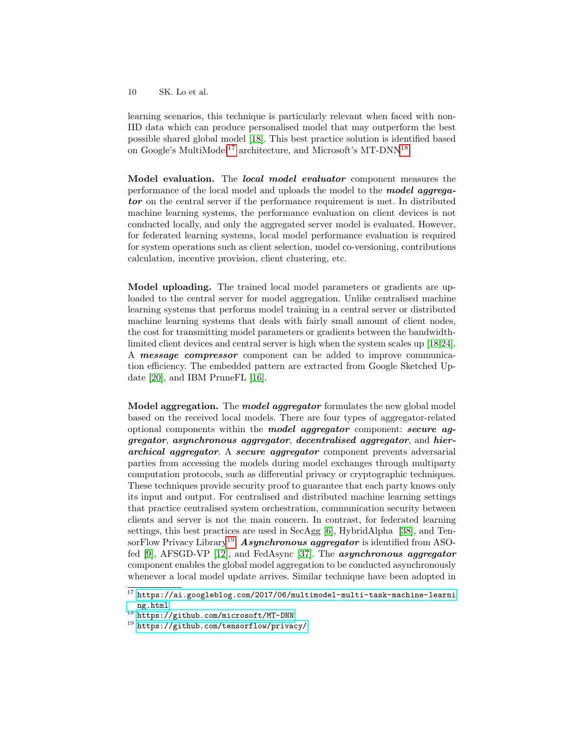learning scenarios, this technique is particularly relevant when faced with non-IID data which can produce personalised model that may outperform the best possible shared global model [18]. This best practice solution is identified based on Google's MultiModel[17] architecture, and Microsoft's MT-DNN[18].

**Model evaluation.** The ***local model evaluator*** component measures the performance of the local model and uploads the model to the ***model aggregator*** on the central server if the performance requirement is met. In distributed machine learning systems, the performance evaluation on client devices is not conducted locally, and only the aggregated server model is evaluated. However, for federated learning systems, local model performance evaluation is required for system operations such as client selection, model co-versioning, contributions calculation, incentive provision, client clustering, etc.

**Model uploading.** The trained local model parameters or gradients are uploaded to the central server for model aggregation. Unlike centralised machine learning systems that performs model training in a central server or distributed machine learning systems that deals with fairly small amount of client nodes, the cost for transmitting model parameters or gradients between the bandwidth-limited client devices and central server is high when the system scales up [18,24]. A ***message compressor*** component can be added to improve communication efficiency. The embedded pattern are extracted from Google Sketched Update [20], and IBM PruneFL [16].

**Model aggregation.** The ***model aggregator*** formulates the new global model based on the received local models. There are four types of aggregator-related optional components within the ***model aggregator*** component: ***secure aggregator***, ***asynchronous aggregator***, ***decentralised aggregator***, and ***hierarchical aggregator***. A ***secure aggregator*** component prevents adversarial parties from accessing the models during model exchanges through multiparty computation protocols, such as differential privacy or cryptographic techniques. These techniques provide security proof to guarantee that each party knows only its input and output. For centralised and distributed machine learning settings that practice centralised system orchestration, communication security between clients and server is not the main concern. In contrast, for federated learning settings, this best practices are used in SecAgg [6], HybridAlpha [38], and TensorFlow Privacy Library[19]. ***Asynchronous aggregator*** is identified from ASOfed [9], AFSGD-VP [12], and FedAsync [37]. The ***asynchronous aggregator*** component enables the global model aggregation to be conducted asynchronously whenever a local model update arrives. Similar technique have been adopted in

[17] https://ai.googleblog.com/2017/06/multimodel-multi-task-machine-learning.html

[18] https://github.com/microsoft/MT-DNN

[19] https://github.com/tensorflow/privacy/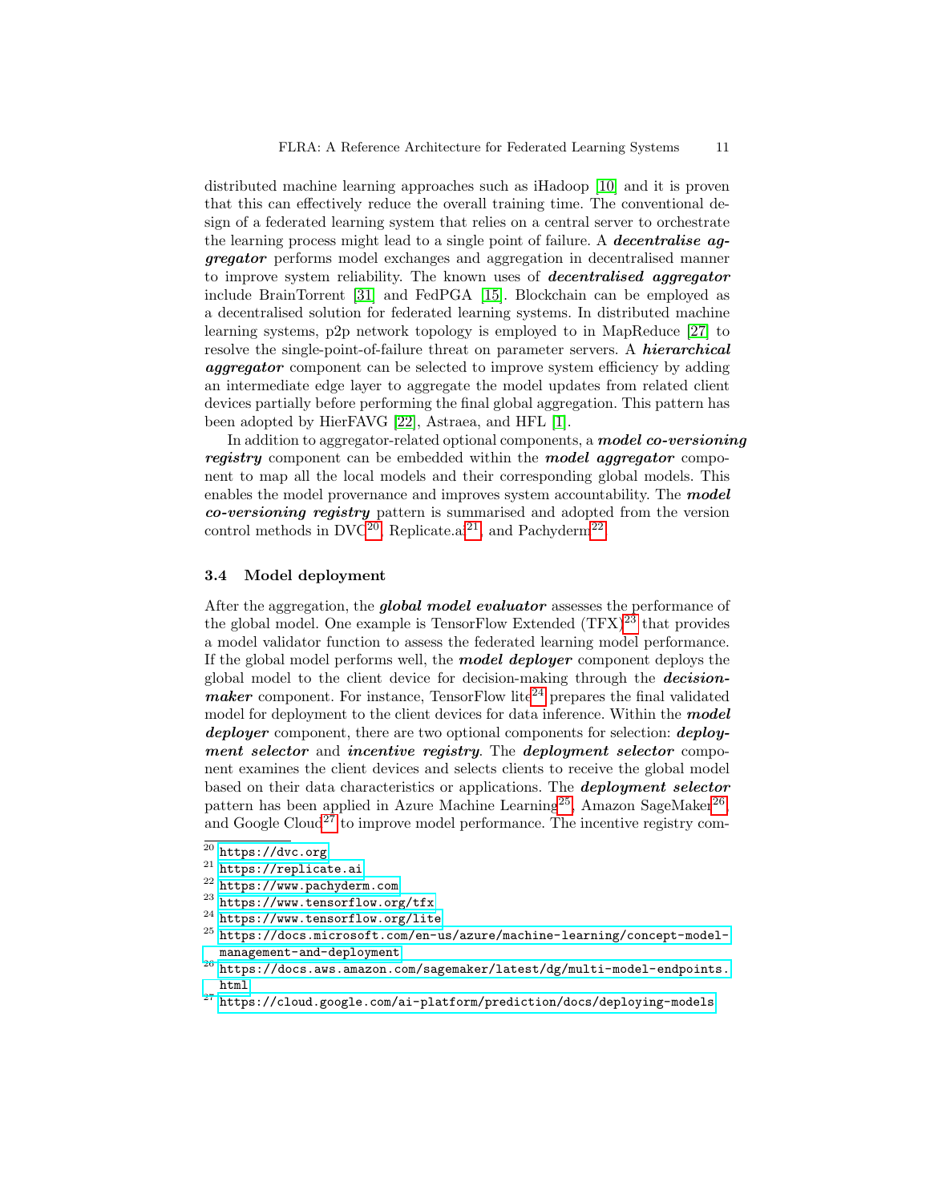distributed machine learning approaches such as iHadoop [10] and it is proven that this can effectively reduce the overall training time. The conventional design of a federated learning system that relies on a central server to orchestrate the learning process might lead to a single point of failure. A ***decentralise aggregator*** performs model exchanges and aggregation in decentralised manner to improve system reliability. The known uses of ***decentralised aggregator*** include BrainTorrent [31] and FedPGA [15]. Blockchain can be employed as a decentralised solution for federated learning systems. In distributed machine learning systems, p2p network topology is employed to in MapReduce [27] to resolve the single-point-of-failure threat on parameter servers. A ***hierarchical aggregator*** component can be selected to improve system efficiency by adding an intermediate edge layer to aggregate the model updates from related client devices partially before performing the final global aggregation. This pattern has been adopted by HierFAVG [22], Astraea, and HFL [1].

In addition to aggregator-related optional components, a ***model co-versioning registry*** component can be embedded within the ***model aggregator*** component to map all the local models and their corresponding global models. This enables the model provenance and improves system accountability. The ***model co-versioning registry*** pattern is summarised and adopted from the version control methods in DVC[20], Replicate.ai[21], and Pachyderm[22].

### 3.4 Model deployment

After the aggregation, the ***global model evaluator*** assesses the performance of the global model. One example is TensorFlow Extended (TFX)[23] that provides a model validator function to assess the federated learning model performance. If the global model performs well, the ***model deployer*** component deploys the global model to the client device for decision-making through the ***decision-maker*** component. For instance, TensorFlow lite[24] prepares the final validated model for deployment to the client devices for data inference. Within the ***model deployer*** component, there are two optional components for selection: ***deployment selector*** and ***incentive registry***. The ***deployment selector*** component examines the client devices and selects clients to receive the global model based on their data characteristics or applications. The ***deployment selector*** pattern has been applied in Azure Machine Learning[25], Amazon SageMaker[26], and Google Cloud[27] to improve model performance. The incentive registry com-

[20] https://dvc.org

[21] https://replicate.ai

[22] https://www.pachyderm.com

[23] https://www.tensorflow.org/tfx

[24] https://www.tensorflow.org/lite

[25] https://docs.microsoft.com/en-us/azure/machine-learning/concept-model-management-and-deployment

[26] https://docs.aws.amazon.com/sagemaker/latest/dg/multi-model-endpoints.html

[27] https://cloud.google.com/ai-platform/prediction/docs/deploying-models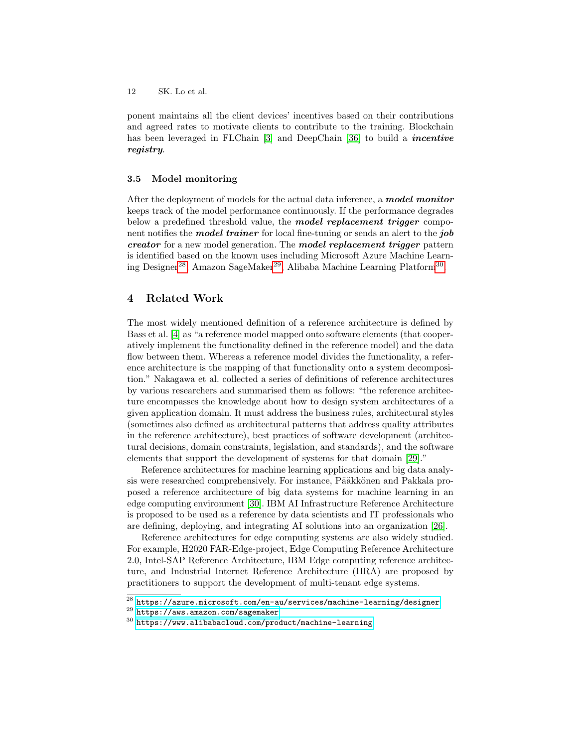ponent maintains all the client devices' incentives based on their contributions and agreed rates to motivate clients to contribute to the training. Blockchain has been leveraged in FLChain [3] and DeepChain [36] to build a ***incentive registry***.

### 3.5 Model monitoring

After the deployment of models for the actual data inference, a ***model monitor*** keeps track of the model performance continuously. If the performance degrades below a predefined threshold value, the ***model replacement trigger*** component notifies the ***model trainer*** for local fine-tuning or sends an alert to the ***job creator*** for a new model generation. The ***model replacement trigger*** pattern is identified based on the known uses including Microsoft Azure Machine Learning Designer[28], Amazon SageMaker[29], Alibaba Machine Learning Platform[30].

## 4 Related Work

The most widely mentioned definition of a reference architecture is defined by Bass et al. [4] as "a reference model mapped onto software elements (that cooperatively implement the functionality defined in the reference model) and the data flow between them. Whereas a reference model divides the functionality, a reference architecture is the mapping of that functionality onto a system decomposition." Nakagawa et al. collected a series of definitions of reference architectures by various researchers and summarised them as follows: "the reference architecture encompasses the knowledge about how to design system architectures of a given application domain. It must address the business rules, architectural styles (sometimes also defined as architectural patterns that address quality attributes in the reference architecture), best practices of software development (architectural decisions, domain constraints, legislation, and standards), and the software elements that support the development of systems for that domain [29]."

Reference architectures for machine learning applications and big data analysis were researched comprehensively. For instance, Pääkkönen and Pakkala proposed a reference architecture of big data systems for machine learning in an edge computing environment [30]. IBM AI Infrastructure Reference Architecture is proposed to be used as a reference by data scientists and IT professionals who are defining, deploying, and integrating AI solutions into an organization [26].

Reference architectures for edge computing systems are also widely studied. For example, H2020 FAR-Edge-project, Edge Computing Reference Architecture 2.0, Intel-SAP Reference Architecture, IBM Edge computing reference architecture, and Industrial Internet Reference Architecture (IIRA) are proposed by practitioners to support the development of multi-tenant edge systems.

[28] https://azure.microsoft.com/en-au/services/machine-learning/designer

[29] https://aws.amazon.com/sagemaker

[30] https://www.alibabacloud.com/product/machine-learning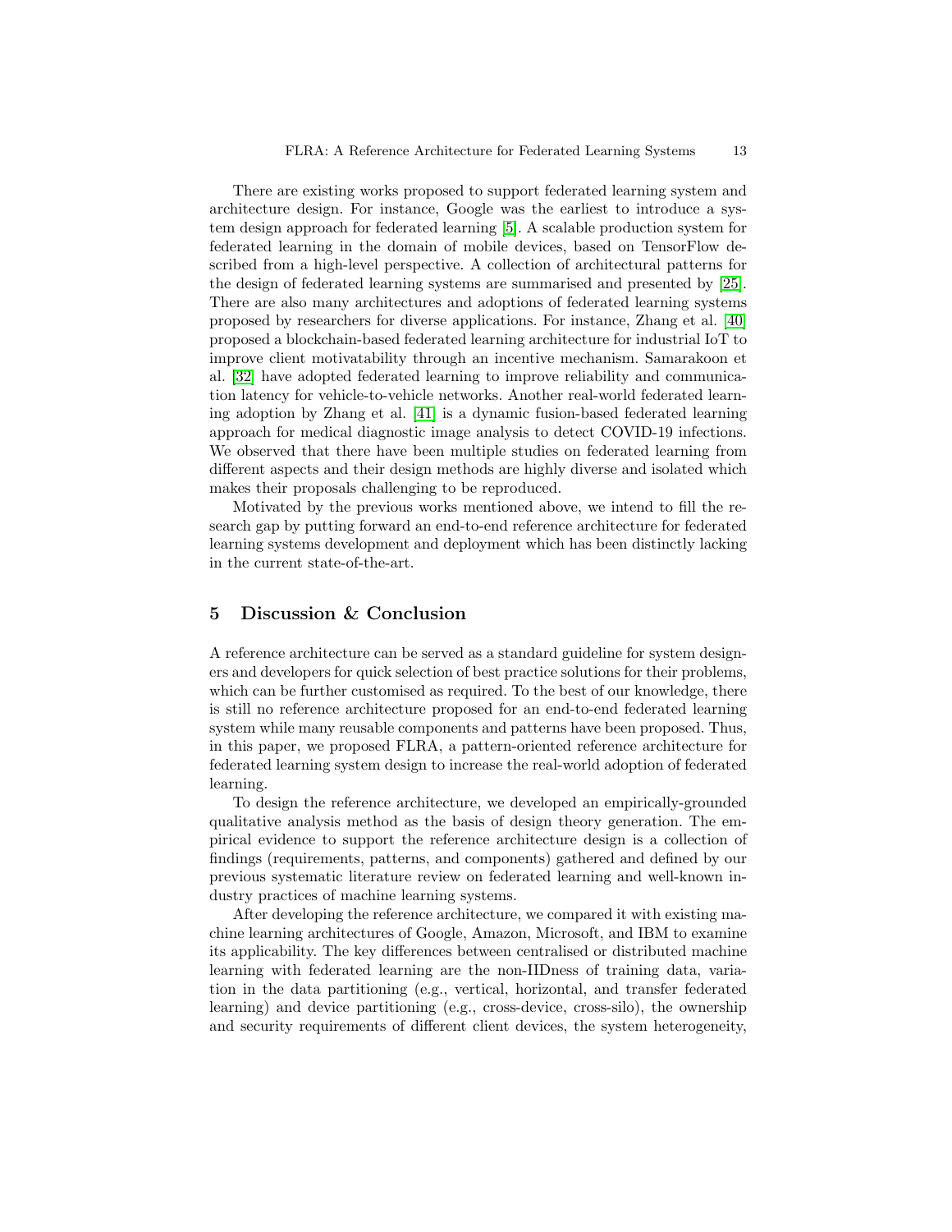There are existing works proposed to support federated learning system and architecture design. For instance, Google was the earliest to introduce a system design approach for federated learning [5]. A scalable production system for federated learning in the domain of mobile devices, based on TensorFlow described from a high-level perspective. A collection of architectural patterns for the design of federated learning systems are summarised and presented by [25]. There are also many architectures and adoptions of federated learning systems proposed by researchers for diverse applications. For instance, Zhang et al. [40] proposed a blockchain-based federated learning architecture for industrial IoT to improve client motivatability through an incentive mechanism. Samarakoon et al. [32] have adopted federated learning to improve reliability and communication latency for vehicle-to-vehicle networks. Another real-world federated learning adoption by Zhang et al. [41] is a dynamic fusion-based federated learning approach for medical diagnostic image analysis to detect COVID-19 infections. We observed that there have been multiple studies on federated learning from different aspects and their design methods are highly diverse and isolated which makes their proposals challenging to be reproduced.

Motivated by the previous works mentioned above, we intend to fill the research gap by putting forward an end-to-end reference architecture for federated learning systems development and deployment which has been distinctly lacking in the current state-of-the-art.

## 5 Discussion & Conclusion

A reference architecture can be served as a standard guideline for system designers and developers for quick selection of best practice solutions for their problems, which can be further customised as required. To the best of our knowledge, there is still no reference architecture proposed for an end-to-end federated learning system while many reusable components and patterns have been proposed. Thus, in this paper, we proposed FLRA, a pattern-oriented reference architecture for federated learning system design to increase the real-world adoption of federated learning.

To design the reference architecture, we developed an empirically-grounded qualitative analysis method as the basis of design theory generation. The empirical evidence to support the reference architecture design is a collection of findings (requirements, patterns, and components) gathered and defined by our previous systematic literature review on federated learning and well-known industry practices of machine learning systems.

After developing the reference architecture, we compared it with existing machine learning architectures of Google, Amazon, Microsoft, and IBM to examine its applicability. The key differences between centralised or distributed machine learning with federated learning are the non-IIDness of training data, variation in the data partitioning (e.g., vertical, horizontal, and transfer federated learning) and device partitioning (e.g., cross-device, cross-silo), the ownership and security requirements of different client devices, the system heterogeneity,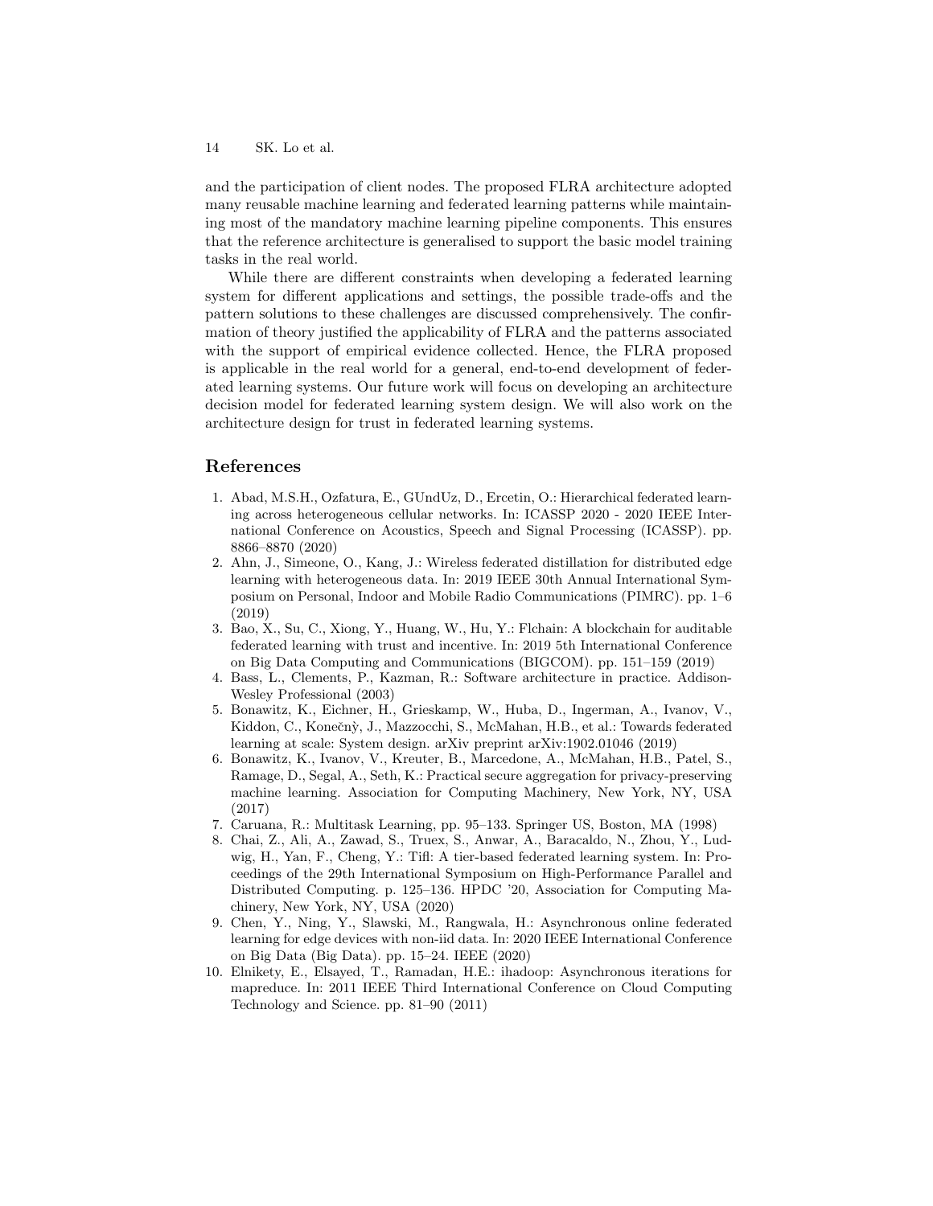and the participation of client nodes. The proposed FLRA architecture adopted many reusable machine learning and federated learning patterns while maintaining most of the mandatory machine learning pipeline components. This ensures that the reference architecture is generalised to support the basic model training tasks in the real world.

While there are different constraints when developing a federated learning system for different applications and settings, the possible trade-offs and the pattern solutions to these challenges are discussed comprehensively. The confirmation of theory justified the applicability of FLRA and the patterns associated with the support of empirical evidence collected. Hence, the FLRA proposed is applicable in the real world for a general, end-to-end development of federated learning systems. Our future work will focus on developing an architecture decision model for federated learning system design. We will also work on the architecture design for trust in federated learning systems.

## References

1. Abad, M.S.H., Ozfatura, E., GUndUz, D., Ercetin, O.: Hierarchical federated learning across heterogeneous cellular networks. In: ICASSP 2020 - 2020 IEEE International Conference on Acoustics, Speech and Signal Processing (ICASSP). pp. 8866–8870 (2020)
2. Ahn, J., Simeone, O., Kang, J.: Wireless federated distillation for distributed edge learning with heterogeneous data. In: 2019 IEEE 30th Annual International Symposium on Personal, Indoor and Mobile Radio Communications (PIMRC). pp. 1–6 (2019)
3. Bao, X., Su, C., Xiong, Y., Huang, W., Hu, Y.: Flchain: A blockchain for auditable federated learning with trust and incentive. In: 2019 5th International Conference on Big Data Computing and Communications (BIGCOM). pp. 151–159 (2019)
4. Bass, L., Clements, P., Kazman, R.: Software architecture in practice. Addison-Wesley Professional (2003)
5. Bonawitz, K., Eichner, H., Grieskamp, W., Huba, D., Ingerman, A., Ivanov, V., Kiddon, C., Konečnỳ, J., Mazzocchi, S., McMahan, H.B., et al.: Towards federated learning at scale: System design. arXiv preprint arXiv:1902.01046 (2019)
6. Bonawitz, K., Ivanov, V., Kreuter, B., Marcedone, A., McMahan, H.B., Patel, S., Ramage, D., Segal, A., Seth, K.: Practical secure aggregation for privacy-preserving machine learning. Association for Computing Machinery, New York, NY, USA (2017)
7. Caruana, R.: Multitask Learning, pp. 95–133. Springer US, Boston, MA (1998)
8. Chai, Z., Ali, A., Zawad, S., Truex, S., Anwar, A., Baracaldo, N., Zhou, Y., Ludwig, H., Yan, F., Cheng, Y.: Tifl: A tier-based federated learning system. In: Proceedings of the 29th International Symposium on High-Performance Parallel and Distributed Computing. p. 125–136. HPDC '20, Association for Computing Machinery, New York, NY, USA (2020)
9. Chen, Y., Ning, Y., Slawski, M., Rangwala, H.: Asynchronous online federated learning for edge devices with non-iid data. In: 2020 IEEE International Conference on Big Data (Big Data). pp. 15–24. IEEE (2020)
10. Elnikety, E., Elsayed, T., Ramadan, H.E.: ihadoop: Asynchronous iterations for mapreduce. In: 2011 IEEE Third International Conference on Cloud Computing Technology and Science. pp. 81–90 (2011)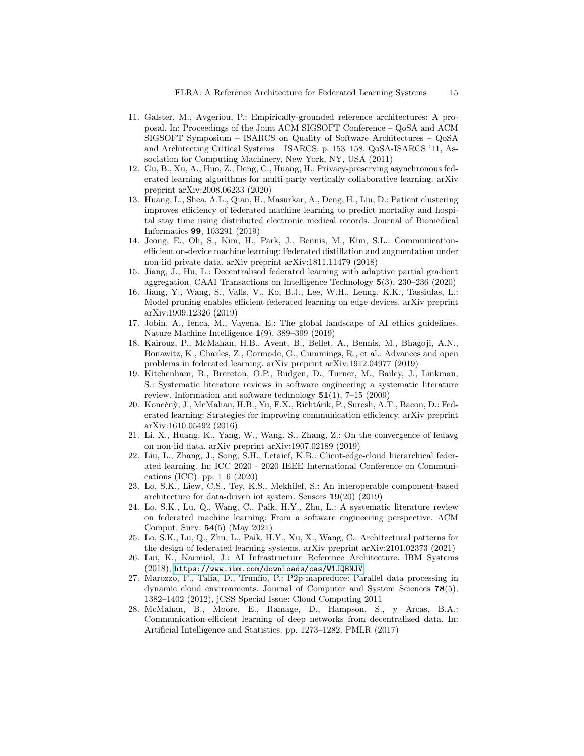11. Galster, M., Avgeriou, P.: Empirically-grounded reference architectures: A proposal. In: Proceedings of the Joint ACM SIGSOFT Conference – QoSA and ACM SIGSOFT Symposium – ISARCS on Quality of Software Architectures – QoSA and Architecting Critical Systems – ISARCS. p. 153–158. QoSA-ISARCS '11, Association for Computing Machinery, New York, NY, USA (2011)
12. Gu, B., Xu, A., Huo, Z., Deng, C., Huang, H.: Privacy-preserving asynchronous federated learning algorithms for multi-party vertically collaborative learning. arXiv preprint arXiv:2008.06233 (2020)
13. Huang, L., Shea, A.L., Qian, H., Masurkar, A., Deng, H., Liu, D.: Patient clustering improves efficiency of federated machine learning to predict mortality and hospital stay time using distributed electronic medical records. Journal of Biomedical Informatics **99**, 103291 (2019)
14. Jeong, E., Oh, S., Kim, H., Park, J., Bennis, M., Kim, S.L.: Communication-efficient on-device machine learning: Federated distillation and augmentation under non-iid private data. arXiv preprint arXiv:1811.11479 (2018)
15. Jiang, J., Hu, L.: Decentralised federated learning with adaptive partial gradient aggregation. CAAI Transactions on Intelligence Technology **5**(3), 230–236 (2020)
16. Jiang, Y., Wang, S., Valls, V., Ko, B.J., Lee, W.H., Leung, K.K., Tassiulas, L.: Model pruning enables efficient federated learning on edge devices. arXiv preprint arXiv:1909.12326 (2019)
17. Jobin, A., Ienca, M., Vayena, E.: The global landscape of AI ethics guidelines. Nature Machine Intelligence **1**(9), 389–399 (2019)
18. Kairouz, P., McMahan, H.B., Avent, B., Bellet, A., Bennis, M., Bhagoji, A.N., Bonawitz, K., Charles, Z., Cormode, G., Cummings, R., et al.: Advances and open problems in federated learning. arXiv preprint arXiv:1912.04977 (2019)
19. Kitchenham, B., Brereton, O.P., Budgen, D., Turner, M., Bailey, J., Linkman, S.: Systematic literature reviews in software engineering–a systematic literature review. Information and software technology **51**(1), 7–15 (2009)
20. Konečnỳ, J., McMahan, H.B., Yu, F.X., Richtárik, P., Suresh, A.T., Bacon, D.: Federated learning: Strategies for improving communication efficiency. arXiv preprint arXiv:1610.05492 (2016)
21. Li, X., Huang, K., Yang, W., Wang, S., Zhang, Z.: On the convergence of fedavg on non-iid data. arXiv preprint arXiv:1907.02189 (2019)
22. Liu, L., Zhang, J., Song, S.H., Letaief, K.B.: Client-edge-cloud hierarchical federated learning. In: ICC 2020 - 2020 IEEE International Conference on Communications (ICC). pp. 1–6 (2020)
23. Lo, S.K., Liew, C.S., Tey, K.S., Mekhilef, S.: An interoperable component-based architecture for data-driven iot system. Sensors **19**(20) (2019)
24. Lo, S.K., Lu, Q., Wang, C., Paik, H.Y., Zhu, L.: A systematic literature review on federated machine learning: From a software engineering perspective. ACM Comput. Surv. **54**(5) (May 2021)
25. Lo, S.K., Lu, Q., Zhu, L., Paik, H.Y., Xu, X., Wang, C.: Architectural patterns for the design of federated learning systems. arXiv preprint arXiv:2101.02373 (2021)
26. Lui, K., Karmiol, J.: AI Infrastructure Reference Architecture. IBM Systems (2018), https://www.ibm.com/downloads/cas/W1JQBNJV
27. Marozzo, F., Talia, D., Trunfio, P.: P2p-mapreduce: Parallel data processing in dynamic cloud environments. Journal of Computer and System Sciences **78**(5), 1382–1402 (2012), jCSS Special Issue: Cloud Computing 2011
28. McMahan, B., Moore, E., Ramage, D., Hampson, S., y Arcas, B.A.: Communication-efficient learning of deep networks from decentralized data. In: Artificial Intelligence and Statistics. pp. 1273–1282. PMLR (2017)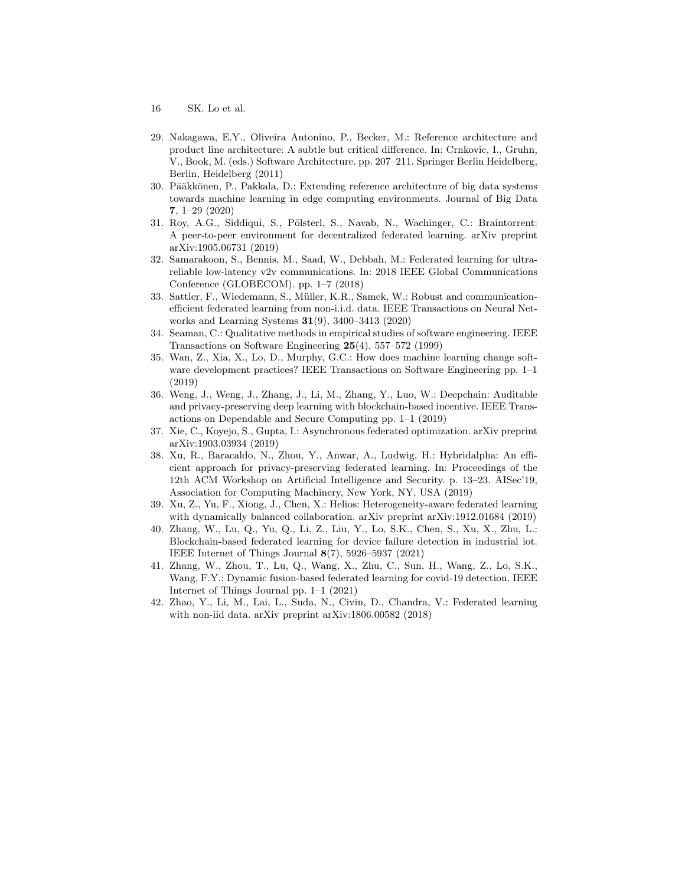29. Nakagawa, E.Y., Oliveira Antonino, P., Becker, M.: Reference architecture and product line architecture: A subtle but critical difference. In: Crnkovic, I., Gruhn, V., Book, M. (eds.) Software Architecture. pp. 207–211. Springer Berlin Heidelberg, Berlin, Heidelberg (2011)
30. Pääkkönen, P., Pakkala, D.: Extending reference architecture of big data systems towards machine learning in edge computing environments. Journal of Big Data **7**, 1–29 (2020)
31. Roy, A.G., Siddiqui, S., Pölsterl, S., Navab, N., Wachinger, C.: Braintorrent: A peer-to-peer environment for decentralized federated learning. arXiv preprint arXiv:1905.06731 (2019)
32. Samarakoon, S., Bennis, M., Saad, W., Debbah, M.: Federated learning for ultra-reliable low-latency v2v communications. In: 2018 IEEE Global Communications Conference (GLOBECOM). pp. 1–7 (2018)
33. Sattler, F., Wiedemann, S., Müller, K.R., Samek, W.: Robust and communication-efficient federated learning from non-i.i.d. data. IEEE Transactions on Neural Networks and Learning Systems **31**(9), 3400–3413 (2020)
34. Seaman, C.: Qualitative methods in empirical studies of software engineering. IEEE Transactions on Software Engineering **25**(4), 557–572 (1999)
35. Wan, Z., Xia, X., Lo, D., Murphy, G.C.: How does machine learning change software development practices? IEEE Transactions on Software Engineering pp. 1–1 (2019)
36. Weng, J., Weng, J., Zhang, J., Li, M., Zhang, Y., Luo, W.: Deepchain: Auditable and privacy-preserving deep learning with blockchain-based incentive. IEEE Transactions on Dependable and Secure Computing pp. 1–1 (2019)
37. Xie, C., Koyejo, S., Gupta, I.: Asynchronous federated optimization. arXiv preprint arXiv:1903.03934 (2019)
38. Xu, R., Baracaldo, N., Zhou, Y., Anwar, A., Ludwig, H.: Hybridalpha: An efficient approach for privacy-preserving federated learning. In: Proceedings of the 12th ACM Workshop on Artificial Intelligence and Security. p. 13–23. AISec'19, Association for Computing Machinery, New York, NY, USA (2019)
39. Xu, Z., Yu, F., Xiong, J., Chen, X.: Helios: Heterogeneity-aware federated learning with dynamically balanced collaboration. arXiv preprint arXiv:1912.01684 (2019)
40. Zhang, W., Lu, Q., Yu, Q., Li, Z., Liu, Y., Lo, S.K., Chen, S., Xu, X., Zhu, L.: Blockchain-based federated learning for device failure detection in industrial iot. IEEE Internet of Things Journal **8**(7), 5926–5937 (2021)
41. Zhang, W., Zhou, T., Lu, Q., Wang, X., Zhu, C., Sun, H., Wang, Z., Lo, S.K., Wang, F.Y.: Dynamic fusion-based federated learning for covid-19 detection. IEEE Internet of Things Journal pp. 1–1 (2021)
42. Zhao, Y., Li, M., Lai, L., Suda, N., Civin, D., Chandra, V.: Federated learning with non-iid data. arXiv preprint arXiv:1806.00582 (2018)